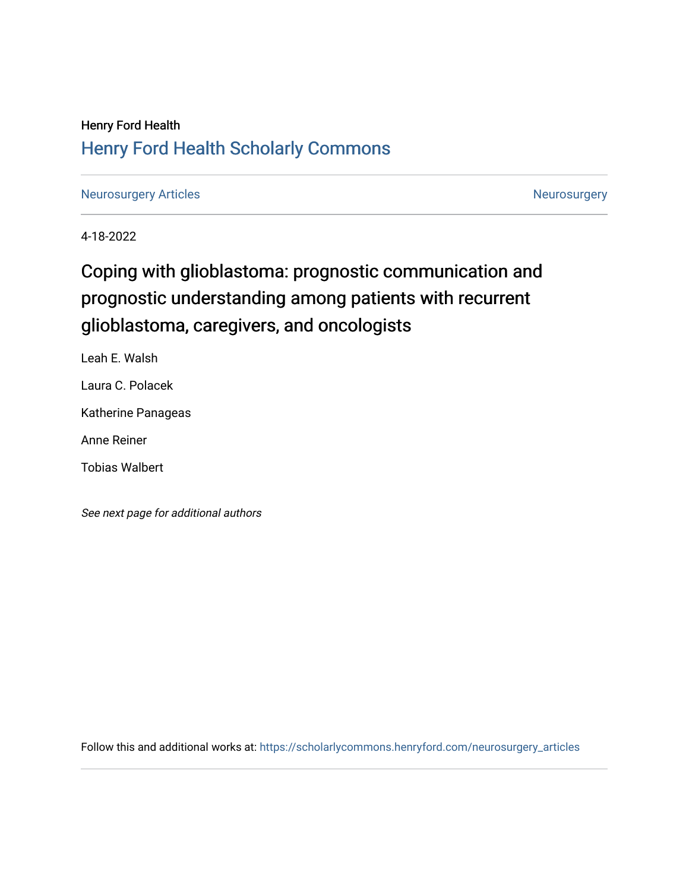Henry Ford Health

# Henry Ford Health Scholarly Commons

Neurosurgery Articles | Neurosurgery

4-18-2022

## Coping with glioblastoma: prognostic communication and prognostic understanding among patients with recurrent glioblastoma, caregivers, and oncologists

Leah E. Walsh

Laura C. Polacek

Katherine Panageas

Anne Reiner

Tobias Walbert

*See next page for additional authors*

Follow this and additional works at: https://scholarlycommons.henryford.com/neurosurgery_articles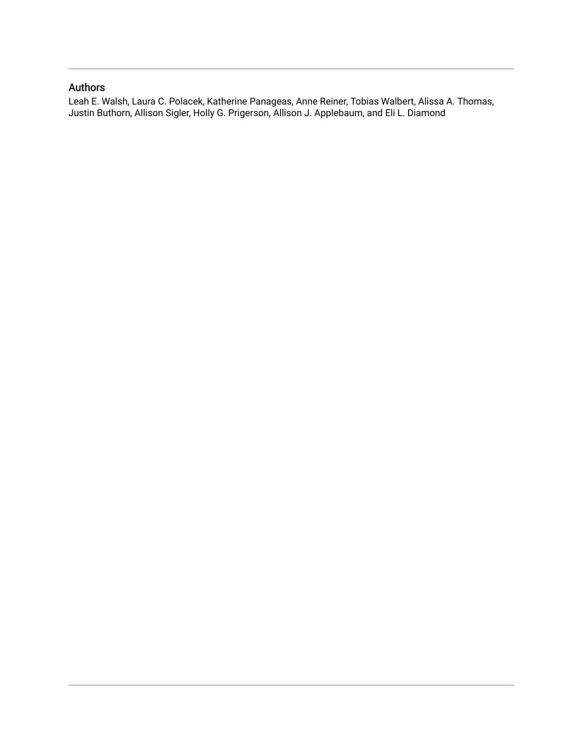## Authors

Leah E. Walsh, Laura C. Polacek, Katherine Panageas, Anne Reiner, Tobias Walbert, Alissa A. Thomas, Justin Buthorn, Allison Sigler, Holly G. Prigerson, Allison J. Applebaum, and Eli L. Diamond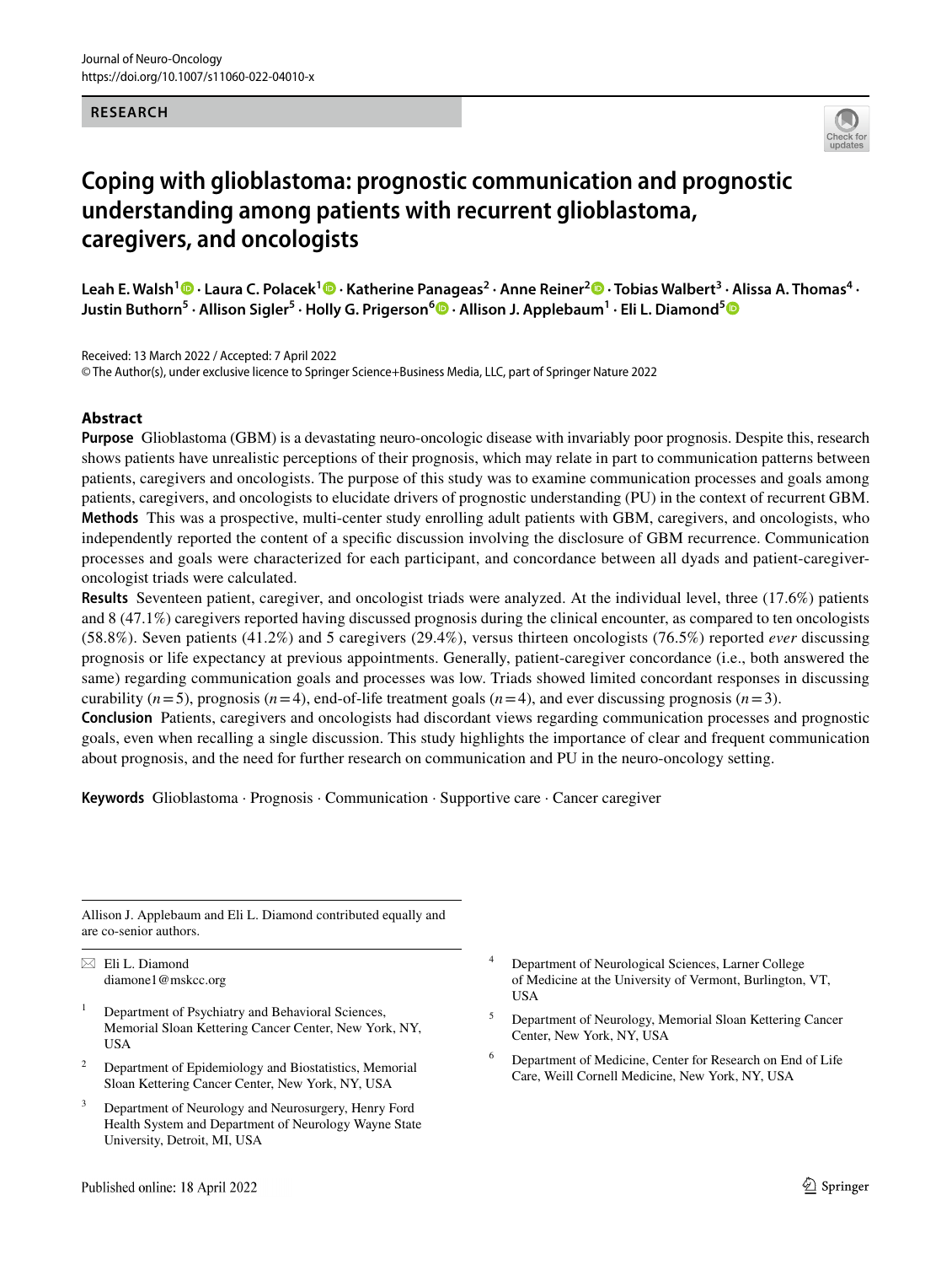RESEARCH

# Coping with glioblastoma: prognostic communication and prognostic understanding among patients with recurrent glioblastoma, caregivers, and oncologists

**Leah E. Walsh[1] · Laura C. Polacek[1] · Katherine Panageas[2] · Anne Reiner[2] · Tobias Walbert[3] · Alissa A. Thomas[4] · Justin Buthorn[5] · Allison Sigler[5] · Holly G. Prigerson[6] · Allison J. Applebaum[1] · Eli L. Diamond[5]**

Received: 13 March 2022 / Accepted: 7 April 2022
© The Author(s), under exclusive licence to Springer Science+Business Media, LLC, part of Springer Nature 2022

## Abstract

**Purpose** Glioblastoma (GBM) is a devastating neuro-oncologic disease with invariably poor prognosis. Despite this, research shows patients have unrealistic perceptions of their prognosis, which may relate in part to communication patterns between patients, caregivers and oncologists. The purpose of this study was to examine communication processes and goals among patients, caregivers, and oncologists to elucidate drivers of prognostic understanding (PU) in the context of recurrent GBM.

**Methods** This was a prospective, multi-center study enrolling adult patients with GBM, caregivers, and oncologists, who independently reported the content of a specific discussion involving the disclosure of GBM recurrence. Communication processes and goals were characterized for each participant, and concordance between all dyads and patient-caregiver-oncologist triads were calculated.

**Results** Seventeen patient, caregiver, and oncologist triads were analyzed. At the individual level, three (17.6%) patients and 8 (47.1%) caregivers reported having discussed prognosis during the clinical encounter, as compared to ten oncologists (58.8%). Seven patients (41.2%) and 5 caregivers (29.4%), versus thirteen oncologists (76.5%) reported *ever* discussing prognosis or life expectancy at previous appointments. Generally, patient-caregiver concordance (i.e., both answered the same) regarding communication goals and processes was low. Triads showed limited concordant responses in discussing curability ($n=5$), prognosis ($n=4$), end-of-life treatment goals ($n=4$), and ever discussing prognosis ($n=3$).

**Conclusion** Patients, caregivers and oncologists had discordant views regarding communication processes and prognostic goals, even when recalling a single discussion. This study highlights the importance of clear and frequent communication about prognosis, and the need for further research on communication and PU in the neuro-oncology setting.

**Keywords** Glioblastoma · Prognosis · Communication · Supportive care · Cancer caregiver

---

Allison J. Applebaum and Eli L. Diamond contributed equally and are co-senior authors.

✉ Eli L. Diamond
diamone1@mskcc.org

[1] Department of Psychiatry and Behavioral Sciences, Memorial Sloan Kettering Cancer Center, New York, NY, USA

[2] Department of Epidemiology and Biostatistics, Memorial Sloan Kettering Cancer Center, New York, NY, USA

[3] Department of Neurology and Neurosurgery, Henry Ford Health System and Department of Neurology Wayne State University, Detroit, MI, USA

[4] Department of Neurological Sciences, Larner College of Medicine at the University of Vermont, Burlington, VT, USA

[5] Department of Neurology, Memorial Sloan Kettering Cancer Center, New York, NY, USA

[6] Department of Medicine, Center for Research on End of Life Care, Weill Cornell Medicine, New York, NY, USA

Published online: 18 April 2022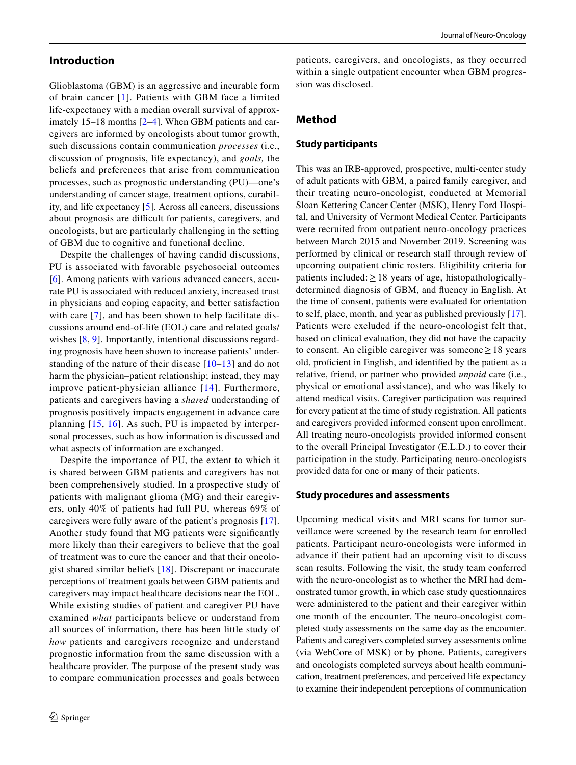## Introduction

Glioblastoma (GBM) is an aggressive and incurable form of brain cancer [1]. Patients with GBM face a limited life-expectancy with a median overall survival of approximately 15–18 months [2–4]. When GBM patients and caregivers are informed by oncologists about tumor growth, such discussions contain communication *processes* (i.e., discussion of prognosis, life expectancy), and *goals,* the beliefs and preferences that arise from communication processes, such as prognostic understanding (PU)—one's understanding of cancer stage, treatment options, curability, and life expectancy [5]. Across all cancers, discussions about prognosis are difficult for patients, caregivers, and oncologists, but are particularly challenging in the setting of GBM due to cognitive and functional decline.

Despite the challenges of having candid discussions, PU is associated with favorable psychosocial outcomes [6]. Among patients with various advanced cancers, accurate PU is associated with reduced anxiety, increased trust in physicians and coping capacity, and better satisfaction with care [7], and has been shown to help facilitate discussions around end-of-life (EOL) care and related goals/wishes [8, 9]. Importantly, intentional discussions regarding prognosis have been shown to increase patients' understanding of the nature of their disease [10–13] and do not harm the physician–patient relationship; instead, they may improve patient-physician alliance [14]. Furthermore, patients and caregivers having a *shared* understanding of prognosis positively impacts engagement in advance care planning [15, 16]. As such, PU is impacted by interpersonal processes, such as how information is discussed and what aspects of information are exchanged.

Despite the importance of PU, the extent to which it is shared between GBM patients and caregivers has not been comprehensively studied. In a prospective study of patients with malignant glioma (MG) and their caregivers, only 40% of patients had full PU, whereas 69% of caregivers were fully aware of the patient's prognosis [17]. Another study found that MG patients were significantly more likely than their caregivers to believe that the goal of treatment was to cure the cancer and that their oncologist shared similar beliefs [18]. Discrepant or inaccurate perceptions of treatment goals between GBM patients and caregivers may impact healthcare decisions near the EOL. While existing studies of patient and caregiver PU have examined *what* participants believe or understand from all sources of information, there has been little study of *how* patients and caregivers recognize and understand prognostic information from the same discussion with a healthcare provider. The purpose of the present study was to compare communication processes and goals between patients, caregivers, and oncologists, as they occurred within a single outpatient encounter when GBM progression was disclosed.

## Method

### Study participants

This was an IRB-approved, prospective, multi-center study of adult patients with GBM, a paired family caregiver, and their treating neuro-oncologist, conducted at Memorial Sloan Kettering Cancer Center (MSK), Henry Ford Hospital, and University of Vermont Medical Center. Participants were recruited from outpatient neuro-oncology practices between March 2015 and November 2019. Screening was performed by clinical or research staff through review of upcoming outpatient clinic rosters. Eligibility criteria for patients included: ≥ 18 years of age, histopathologically-determined diagnosis of GBM, and fluency in English. At the time of consent, patients were evaluated for orientation to self, place, month, and year as published previously [17]. Patients were excluded if the neuro-oncologist felt that, based on clinical evaluation, they did not have the capacity to consent. An eligible caregiver was someone ≥ 18 years old, proficient in English, and identified by the patient as a relative, friend, or partner who provided *unpaid* care (i.e., physical or emotional assistance), and who was likely to attend medical visits. Caregiver participation was required for every patient at the time of study registration. All patients and caregivers provided informed consent upon enrollment. All treating neuro-oncologists provided informed consent to the overall Principal Investigator (E.L.D.) to cover their participation in the study. Participating neuro-oncologists provided data for one or many of their patients.

### Study procedures and assessments

Upcoming medical visits and MRI scans for tumor surveillance were screened by the research team for enrolled patients. Participant neuro-oncologists were informed in advance if their patient had an upcoming visit to discuss scan results. Following the visit, the study team conferred with the neuro-oncologist as to whether the MRI had demonstrated tumor growth, in which case study questionnaires were administered to the patient and their caregiver within one month of the encounter. The neuro-oncologist completed study assessments on the same day as the encounter. Patients and caregivers completed survey assessments online (via WebCore of MSK) or by phone. Patients, caregivers and oncologists completed surveys about health communication, treatment preferences, and perceived life expectancy to examine their independent perceptions of communication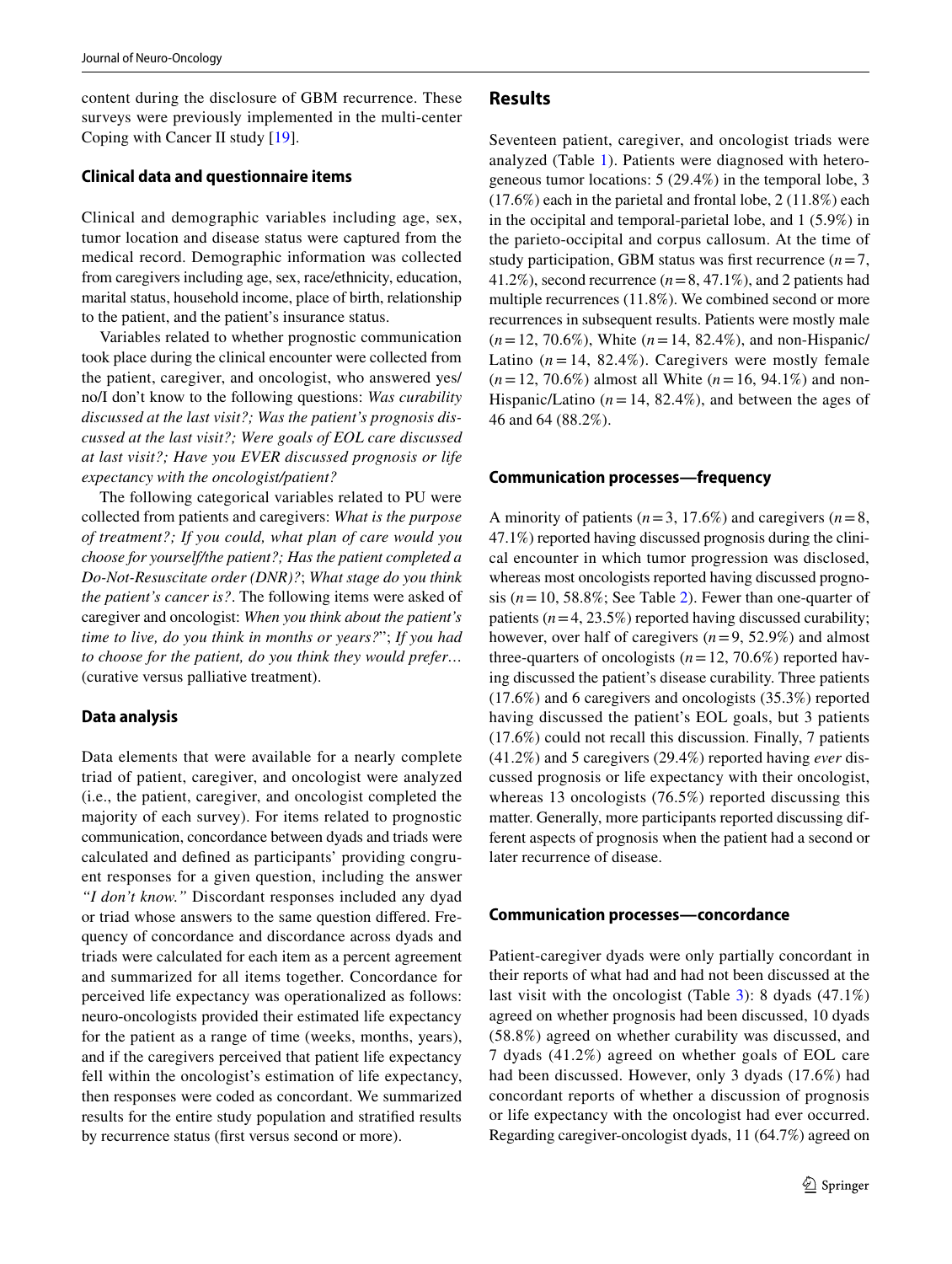content during the disclosure of GBM recurrence. These surveys were previously implemented in the multi-center Coping with Cancer II study [19].

### Clinical data and questionnaire items

Clinical and demographic variables including age, sex, tumor location and disease status were captured from the medical record. Demographic information was collected from caregivers including age, sex, race/ethnicity, education, marital status, household income, place of birth, relationship to the patient, and the patient's insurance status.

Variables related to whether prognostic communication took place during the clinical encounter were collected from the patient, caregiver, and oncologist, who answered yes/no/I don't know to the following questions: *Was curability discussed at the last visit?; Was the patient's prognosis discussed at the last visit?; Were goals of EOL care discussed at last visit?; Have you EVER discussed prognosis or life expectancy with the oncologist/patient?*

The following categorical variables related to PU were collected from patients and caregivers: *What is the purpose of treatment?; If you could, what plan of care would you choose for yourself/the patient?; Has the patient completed a Do-Not-Resuscitate order (DNR)?*; *What stage do you think the patient's cancer is?*. The following items were asked of caregiver and oncologist: *When you think about the patient's time to live, do you think in months or years?*"; *If you had to choose for the patient, do you think they would prefer…* (curative versus palliative treatment).

### Data analysis

Data elements that were available for a nearly complete triad of patient, caregiver, and oncologist were analyzed (i.e., the patient, caregiver, and oncologist completed the majority of each survey). For items related to prognostic communication, concordance between dyads and triads were calculated and defined as participants' providing congruent responses for a given question, including the answer *"I don't know."* Discordant responses included any dyad or triad whose answers to the same question differed. Frequency of concordance and discordance across dyads and triads were calculated for each item as a percent agreement and summarized for all items together. Concordance for perceived life expectancy was operationalized as follows: neuro-oncologists provided their estimated life expectancy for the patient as a range of time (weeks, months, years), and if the caregivers perceived that patient life expectancy fell within the oncologist's estimation of life expectancy, then responses were coded as concordant. We summarized results for the entire study population and stratified results by recurrence status (first versus second or more).

## Results

Seventeen patient, caregiver, and oncologist triads were analyzed (Table 1). Patients were diagnosed with heterogeneous tumor locations: 5 (29.4%) in the temporal lobe, 3 (17.6%) each in the parietal and frontal lobe, 2 (11.8%) each in the occipital and temporal-parietal lobe, and 1 (5.9%) in the parieto-occipital and corpus callosum. At the time of study participation, GBM status was first recurrence ($n=7$, 41.2%), second recurrence ($n=8$, 47.1%), and 2 patients had multiple recurrences (11.8%). We combined second or more recurrences in subsequent results. Patients were mostly male ($n=12$, 70.6%), White ($n=14$, 82.4%), and non-Hispanic/Latino ($n=14$, 82.4%). Caregivers were mostly female ($n=12$, 70.6%) almost all White ($n=16$, 94.1%) and non-Hispanic/Latino ($n=14$, 82.4%), and between the ages of 46 and 64 (88.2%).

### Communication processes—frequency

A minority of patients ($n=3$, 17.6%) and caregivers ($n=8$, 47.1%) reported having discussed prognosis during the clinical encounter in which tumor progression was disclosed, whereas most oncologists reported having discussed prognosis ($n=10$, 58.8%; See Table 2). Fewer than one-quarter of patients ($n=4$, 23.5%) reported having discussed curability; however, over half of caregivers ($n=9$, 52.9%) and almost three-quarters of oncologists ($n=12$, 70.6%) reported having discussed the patient's disease curability. Three patients (17.6%) and 6 caregivers and oncologists (35.3%) reported having discussed the patient's EOL goals, but 3 patients (17.6%) could not recall this discussion. Finally, 7 patients (41.2%) and 5 caregivers (29.4%) reported having *ever* discussed prognosis or life expectancy with their oncologist, whereas 13 oncologists (76.5%) reported discussing this matter. Generally, more participants reported discussing different aspects of prognosis when the patient had a second or later recurrence of disease.

### Communication processes—concordance

Patient-caregiver dyads were only partially concordant in their reports of what had and had not been discussed at the last visit with the oncologist (Table 3): 8 dyads (47.1%) agreed on whether prognosis had been discussed, 10 dyads (58.8%) agreed on whether curability was discussed, and 7 dyads (41.2%) agreed on whether goals of EOL care had been discussed. However, only 3 dyads (17.6%) had concordant reports of whether a discussion of prognosis or life expectancy with the oncologist had ever occurred. Regarding caregiver-oncologist dyads, 11 (64.7%) agreed on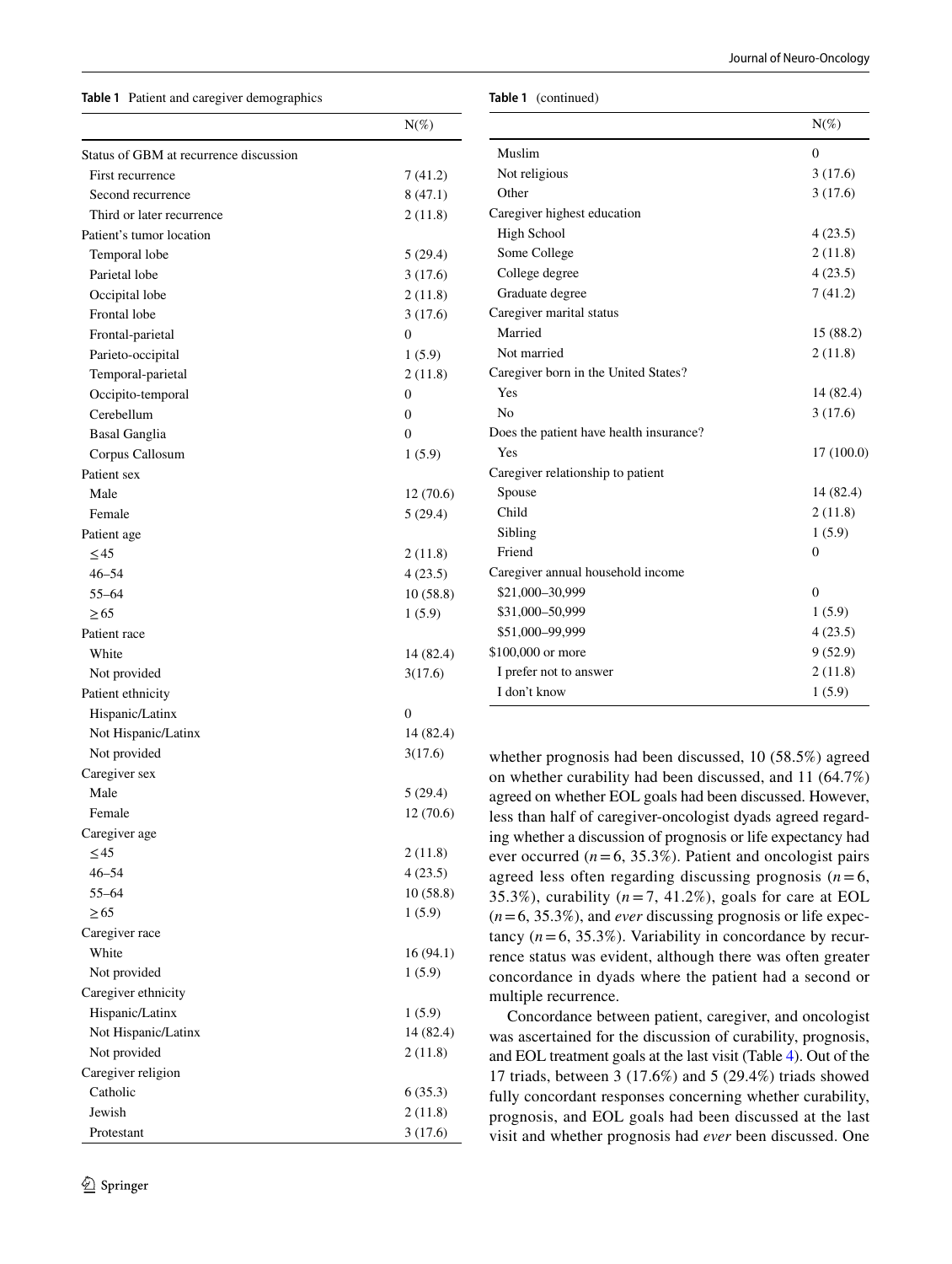**Table 1** Patient and caregiver demographics

| | N(%) |
|---|---|
| Status of GBM at recurrence discussion | |
| First recurrence | 7 (41.2) |
| Second recurrence | 8 (47.1) |
| Third or later recurrence | 2 (11.8) |
| Patient's tumor location | |
| Temporal lobe | 5 (29.4) |
| Parietal lobe | 3 (17.6) |
| Occipital lobe | 2 (11.8) |
| Frontal lobe | 3 (17.6) |
| Frontal-parietal | 0 |
| Parieto-occipital | 1 (5.9) |
| Temporal-parietal | 2 (11.8) |
| Occipito-temporal | 0 |
| Cerebellum | 0 |
| Basal Ganglia | 0 |
| Corpus Callosum | 1 (5.9) |
| Patient sex | |
| Male | 12 (70.6) |
| Female | 5 (29.4) |
| Patient age | |
| ≤45 | 2 (11.8) |
| 46–54 | 4 (23.5) |
| 55–64 | 10 (58.8) |
| ≥65 | 1 (5.9) |
| Patient race | |
| White | 14 (82.4) |
| Not provided | 3(17.6) |
| Patient ethnicity | |
| Hispanic/Latinx | 0 |
| Not Hispanic/Latinx | 14 (82.4) |
| Not provided | 3(17.6) |
| Caregiver sex | |
| Male | 5 (29.4) |
| Female | 12 (70.6) |
| Caregiver age | |
| ≤45 | 2 (11.8) |
| 46–54 | 4 (23.5) |
| 55–64 | 10 (58.8) |
| ≥65 | 1 (5.9) |
| Caregiver race | |
| White | 16 (94.1) |
| Not provided | 1 (5.9) |
| Caregiver ethnicity | |
| Hispanic/Latinx | 1 (5.9) |
| Not Hispanic/Latinx | 14 (82.4) |
| Not provided | 2 (11.8) |
| Caregiver religion | |
| Catholic | 6 (35.3) |
| Jewish | 2 (11.8) |
| Protestant | 3 (17.6) |
| Muslim | 0 |
| Not religious | 3 (17.6) |
| Other | 3 (17.6) |
| Caregiver highest education | |
| High School | 4 (23.5) |
| Some College | 2 (11.8) |
| College degree | 4 (23.5) |
| Graduate degree | 7 (41.2) |
| Caregiver marital status | |
| Married | 15 (88.2) |
| Not married | 2 (11.8) |
| Caregiver born in the United States? | |
| Yes | 14 (82.4) |
| No | 3 (17.6) |
| Does the patient have health insurance? | |
| Yes | 17 (100.0) |
| Caregiver relationship to patient | |
| Spouse | 14 (82.4) |
| Child | 2 (11.8) |
| Sibling | 1 (5.9) |
| Friend | 0 |
| Caregiver annual household income | |
| $21,000–30,999 | 0 |
| $31,000–50,999 | 1 (5.9) |
| $51,000–99,999 | 4 (23.5) |
| $100,000 or more | 9 (52.9) |
| I prefer not to answer | 2 (11.8) |
| I don't know | 1 (5.9) |

whether prognosis had been discussed, 10 (58.5%) agreed on whether curability had been discussed, and 11 (64.7%) agreed on whether EOL goals had been discussed. However, less than half of caregiver-oncologist dyads agreed regarding whether a discussion of prognosis or life expectancy had ever occurred ($n=6$, 35.3%). Patient and oncologist pairs agreed less often regarding discussing prognosis ($n=6$, 35.3%), curability ($n=7$, 41.2%), goals for care at EOL ($n=6$, 35.3%), and *ever* discussing prognosis or life expectancy ($n=6$, 35.3%). Variability in concordance by recurrence status was evident, although there was often greater concordance in dyads where the patient had a second or multiple recurrence.

Concordance between patient, caregiver, and oncologist was ascertained for the discussion of curability, prognosis, and EOL treatment goals at the last visit (Table 4). Out of the 17 triads, between 3 (17.6%) and 5 (29.4%) triads showed fully concordant responses concerning whether curability, prognosis, and EOL goals had been discussed at the last visit and whether prognosis had *ever* been discussed. One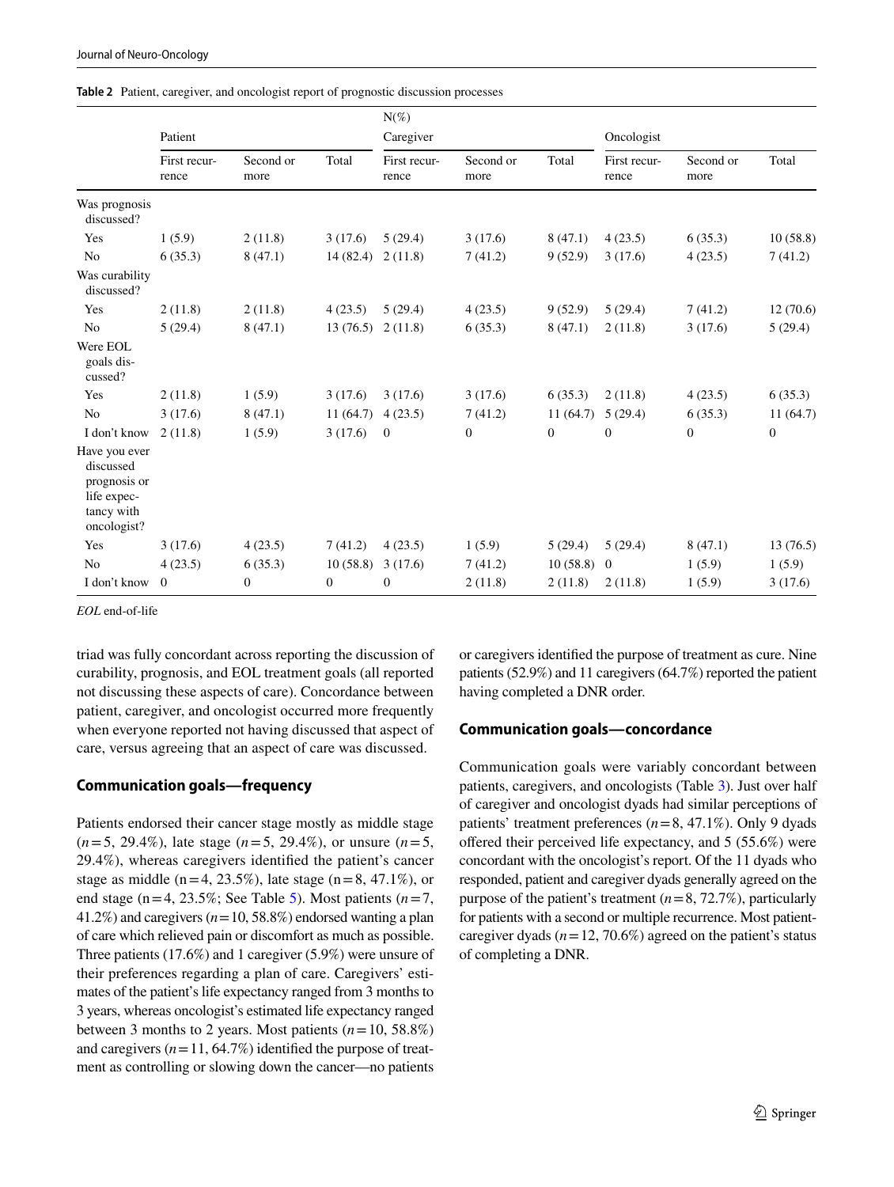**Table 2** Patient, caregiver, and oncologist report of prognostic discussion processes

| | N(%) | | | | | | | | |
|---|---|---|---|---|---|---|---|---|---|
| | Patient | | | Caregiver | | | Oncologist | | |
| | First recurrence | Second or more | Total | First recurrence | Second or more | Total | First recurrence | Second or more | Total |
| Was prognosis discussed? | | | | | | | | | |
| Yes | 1 (5.9) | 2 (11.8) | 3 (17.6) | 5 (29.4) | 3 (17.6) | 8 (47.1) | 4 (23.5) | 6 (35.3) | 10 (58.8) |
| No | 6 (35.3) | 8 (47.1) | 14 (82.4) | 2 (11.8) | 7 (41.2) | 9 (52.9) | 3 (17.6) | 4 (23.5) | 7 (41.2) |
| Was curability discussed? | | | | | | | | | |
| Yes | 2 (11.8) | 2 (11.8) | 4 (23.5) | 5 (29.4) | 4 (23.5) | 9 (52.9) | 5 (29.4) | 7 (41.2) | 12 (70.6) |
| No | 5 (29.4) | 8 (47.1) | 13 (76.5) | 2 (11.8) | 6 (35.3) | 8 (47.1) | 2 (11.8) | 3 (17.6) | 5 (29.4) |
| Were EOL goals discussed? | | | | | | | | | |
| Yes | 2 (11.8) | 1 (5.9) | 3 (17.6) | 3 (17.6) | 3 (17.6) | 6 (35.3) | 2 (11.8) | 4 (23.5) | 6 (35.3) |
| No | 3 (17.6) | 8 (47.1) | 11 (64.7) | 4 (23.5) | 7 (41.2) | 11 (64.7) | 5 (29.4) | 6 (35.3) | 11 (64.7) |
| I don't know | 2 (11.8) | 1 (5.9) | 3 (17.6) | 0 | 0 | 0 | 0 | 0 | 0 |
| Have you ever discussed prognosis or life expectancy with oncologist? | | | | | | | | | |
| Yes | 3 (17.6) | 4 (23.5) | 7 (41.2) | 4 (23.5) | 1 (5.9) | 5 (29.4) | 5 (29.4) | 8 (47.1) | 13 (76.5) |
| No | 4 (23.5) | 6 (35.3) | 10 (58.8) | 3 (17.6) | 7 (41.2) | 10 (58.8) | 0 | 1 (5.9) | 1 (5.9) |
| I don't know | 0 | 0 | 0 | 0 | 2 (11.8) | 2 (11.8) | 2 (11.8) | 1 (5.9) | 3 (17.6) |

*EOL* end-of-life

triad was fully concordant across reporting the discussion of curability, prognosis, and EOL treatment goals (all reported not discussing these aspects of care). Concordance between patient, caregiver, and oncologist occurred more frequently when everyone reported not having discussed that aspect of care, versus agreeing that an aspect of care was discussed.

### Communication goals—frequency

Patients endorsed their cancer stage mostly as middle stage (*n* = 5, 29.4%), late stage (*n* = 5, 29.4%), or unsure (*n* = 5, 29.4%), whereas caregivers identified the patient's cancer stage as middle (n = 4, 23.5%), late stage (n = 8, 47.1%), or end stage (n = 4, 23.5%; See Table 5). Most patients (*n* = 7, 41.2%) and caregivers (*n* = 10, 58.8%) endorsed wanting a plan of care which relieved pain or discomfort as much as possible. Three patients (17.6%) and 1 caregiver (5.9%) were unsure of their preferences regarding a plan of care. Caregivers' estimates of the patient's life expectancy ranged from 3 months to 3 years, whereas oncologist's estimated life expectancy ranged between 3 months to 2 years. Most patients (*n* = 10, 58.8%) and caregivers (*n* = 11, 64.7%) identified the purpose of treatment as controlling or slowing down the cancer—no patients or caregivers identified the purpose of treatment as cure. Nine patients (52.9%) and 11 caregivers (64.7%) reported the patient having completed a DNR order.

### Communication goals—concordance

Communication goals were variably concordant between patients, caregivers, and oncologists (Table 3). Just over half of caregiver and oncologist dyads had similar perceptions of patients' treatment preferences (*n* = 8, 47.1%). Only 9 dyads offered their perceived life expectancy, and 5 (55.6%) were concordant with the oncologist's report. Of the 11 dyads who responded, patient and caregiver dyads generally agreed on the purpose of the patient's treatment (*n* = 8, 72.7%), particularly for patients with a second or multiple recurrence. Most patient-caregiver dyads (*n* = 12, 70.6%) agreed on the patient's status of completing a DNR.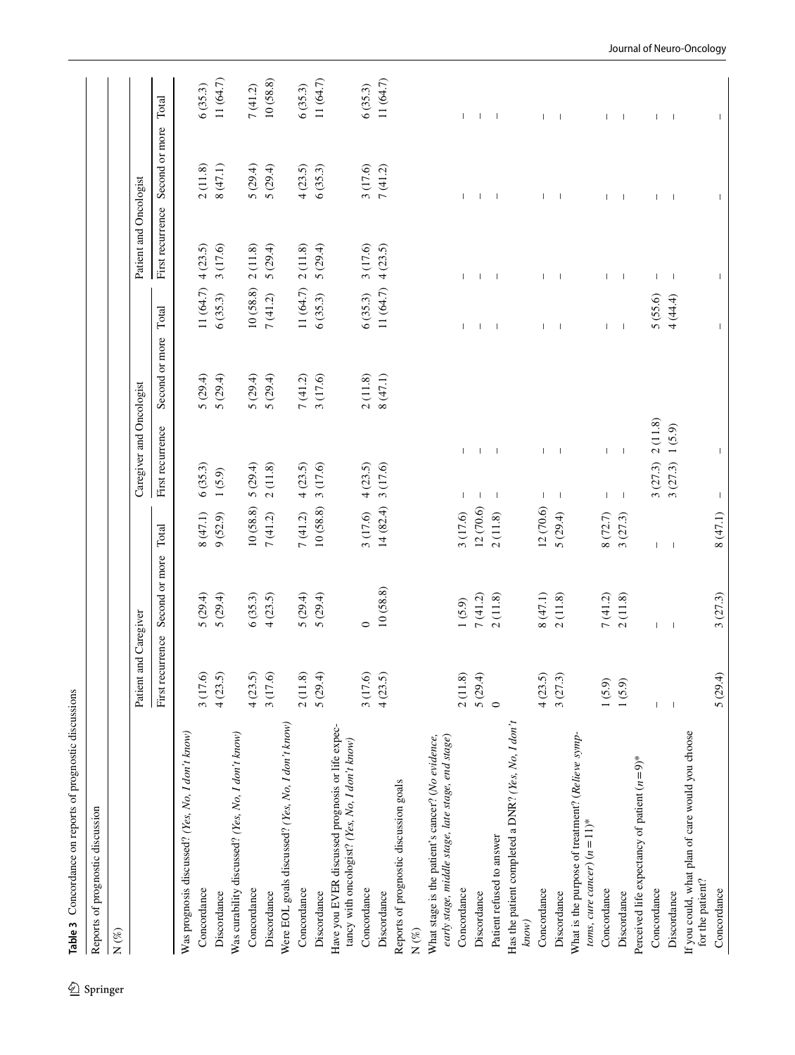**Table 3** Concordance on reports of prognostic discussions

| Reports of prognostic discussion | Patient and Caregiver | | | Caregiver and Oncologist | | | Patient and Oncologist | | |
|---|---|---|---|---|---|---|---|---|---|
| N (%) | First recurrence | Second or more | Total | First recurrence | Second or more | Total | First recurrence | Second or more | Total |
| Was prognosis discussed? (*Yes, No, I don't know*) | | | | | | | | | |
| Concordance | 3 (17.6) | 5 (29.4) | 8 (47.1) | 6 (35.3) | 5 (29.4) | 11 (64.7) | 4 (23.5) | 2 (11.8) | 6 (35.3) |
| Discordance | 4 (23.5) | 5 (29.4) | 9 (52.9) | 1 (5.9) | 5 (29.4) | 6 (35.3) | 3 (17.6) | 8 (47.1) | 11 (64.7) |
| Was curability discussed? (*Yes, No, I don't know*) | | | | | | | | | |
| Concordance | 4 (23.5) | 6 (35.3) | 10 (58.8) | 5 (29.4) | 5 (29.4) | 10 (58.8) | 2 (11.8) | 5 (29.4) | 7 (41.2) |
| Discordance | 3 (17.6) | 4 (23.5) | 7 (41.2) | 2 (11.8) | 5 (29.4) | 7 (41.2) | 5 (29.4) | 5 (29.4) | 10 (58.8) |
| Were EOL goals discussed? (*Yes, No, I don't know*) | | | | | | | | | |
| Concordance | 2 (11.8) | 5 (29.4) | 7 (41.2) | 4 (23.5) | 7 (41.2) | 11 (64.7) | 2 (11.8) | 4 (23.5) | 6 (35.3) |
| Discordance | 5 (29.4) | 5 (29.4) | 10 (58.8) | 3 (17.6) | 3 (17.6) | 6 (35.3) | 5 (29.4) | 6 (35.3) | 11 (64.7) |
| Have you EVER discussed prognosis or life expectancy with oncologist? (*Yes, No, I don't know*) | | | | | | | | | |
| Concordance | 3 (17.6) | 0 | 3 (17.6) | 4 (23.5) | 2 (11.8) | 6 (35.3) | 3 (17.6) | 3 (17.6) | 6 (35.3) |
| Discordance | 4 (23.5) | 10 (58.8) | 14 (82.4) | 3 (17.6) | 8 (47.1) | 11 (64.7) | 4 (23.5) | 7 (41.2) | 11 (64.7) |
| Reports of prognostic discussion goals | | | | | | | | | |
| N (%) | | | | | | | | | |
| What stage is the patient's cancer? (*No evidence, early stage, middle stage, late stage, end stage*) | | | | | | | | | |
| Concordance | 2 (11.8) | 1 (5.9) | 3 (17.6) | – | | – | – | – | – |
| Discordance | 5 (29.4) | 7 (41.2) | 12 (70.6) | – | | – | – | – | – |
| Patient refused to answer | 0 | 2 (11.8) | 2 (11.8) | – | | – | – | – | – |
| Has the patient completed a DNR? (*Yes, No, I don't know*) | | | | | | | | | |
| Concordance | 4 (23.5) | 8 (47.1) | 12 (70.6) | – | | – | – | – | – |
| Discordance | 3 (27.3) | 2 (11.8) | 5 (29.4) | – | | – | – | – | – |
| What is the purpose of treatment? (*Relieve symptoms, cure cancer*) (n = 11)* | | | | | | | | | |
| Concordance | 1 (5.9) | 7 (41.2) | 8 (72.7) | – | | – | – | – | – |
| Discordance | 1 (5.9) | 2 (11.8) | 3 (27.3) | – | | – | – | – | – |
| Perceived life expectancy of patient (n = 9)* | | | | | | | | | |
| Concordance | – | – | – | 3 (27.3) | 2 (11.8) | 5 (55.6) | – | – | – |
| Discordance | – | – | – | 3 (27.3) | 1 (5.9) | 4 (44.4) | – | – | – |
| If you could, what plan of care would you choose for the patient? | | | | | | | | | |
| Concordance | 5 (29.4) | 3 (27.3) | 8 (47.1) | – | | – | – | – | – |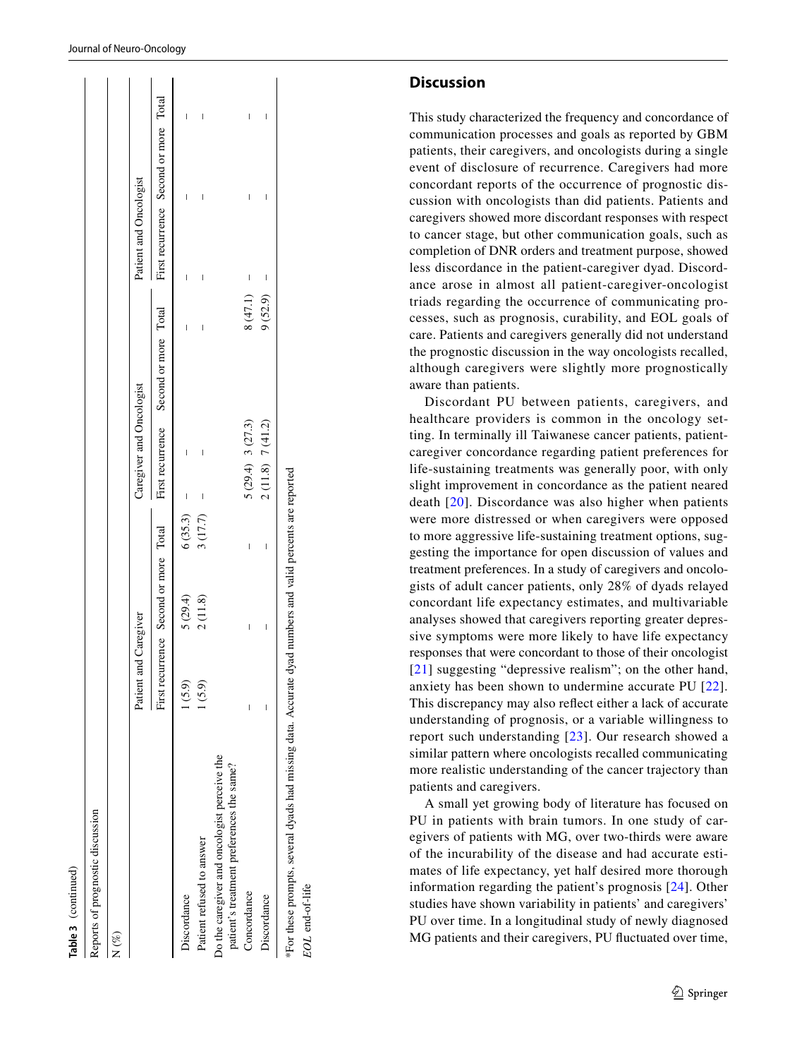**Table 3** (continued)

| Reports of prognostic discussion | | | | | | | | | |
|---|---|---|---|---|---|---|---|---|---|
| N (%) | Patient and Caregiver | | | Caregiver and Oncologist | | | Patient and Oncologist | | |
| | First recurrence | Second or more | Total | First recurrence | Second or more | Total | First recurrence | Second or more | Total |
| Discordance | 1 (5.9) | 5 (29.4) | 6 (35.3) | – | – | – | – | – | – |
| Patient refused to answer | 1 (5.9) | 2 (11.8) | 3 (17.7) | – | – | – | – | – | – |
| Do the caregiver and oncologist perceive the patient's treatment preferences the same? | | | | | | | | | |
| Concordance | – | – | – | 5 (29.4) | 3 (27.3) | 8 (47.1) | – | – | – |
| Discordance | – | – | – | 2 (11.8) | 7 (41.2) | 9 (52.9) | – | – | – |

*For these prompts, several dyads had missing data. Accurate dyad numbers and valid percents are reported

*EOL* end-of-life

## Discussion

This study characterized the frequency and concordance of communication processes and goals as reported by GBM patients, their caregivers, and oncologists during a single event of disclosure of recurrence. Caregivers had more concordant reports of the occurrence of prognostic discussion with oncologists than did patients. Patients and caregivers showed more discordant responses with respect to cancer stage, but other communication goals, such as completion of DNR orders and treatment purpose, showed less discordance in the patient-caregiver dyad. Discordance arose in almost all patient-caregiver-oncologist triads regarding the occurrence of communicating processes, such as prognosis, curability, and EOL goals of care. Patients and caregivers generally did not understand the prognostic discussion in the way oncologists recalled, although caregivers were slightly more prognostically aware than patients.

Discordant PU between patients, caregivers, and healthcare providers is common in the oncology setting. In terminally ill Taiwanese cancer patients, patient-caregiver concordance regarding patient preferences for life-sustaining treatments was generally poor, with only slight improvement in concordance as the patient neared death [20]. Discordance was also higher when patients were more distressed or when caregivers were opposed to more aggressive life-sustaining treatment options, suggesting the importance for open discussion of values and treatment preferences. In a study of caregivers and oncologists of adult cancer patients, only 28% of dyads relayed concordant life expectancy estimates, and multivariable analyses showed that caregivers reporting greater depressive symptoms were more likely to have life expectancy responses that were concordant to those of their oncologist [21] suggesting "depressive realism"; on the other hand, anxiety has been shown to undermine accurate PU [22]. This discrepancy may also reflect either a lack of accurate understanding of prognosis, or a variable willingness to report such understanding [23]. Our research showed a similar pattern where oncologists recalled communicating more realistic understanding of the cancer trajectory than patients and caregivers.

A small yet growing body of literature has focused on PU in patients with brain tumors. In one study of caregivers of patients with MG, over two-thirds were aware of the incurability of the disease and had accurate estimates of life expectancy, yet half desired more thorough information regarding the patient's prognosis [24]. Other studies have shown variability in patients' and caregivers' PU over time. In a longitudinal study of newly diagnosed MG patients and their caregivers, PU fluctuated over time,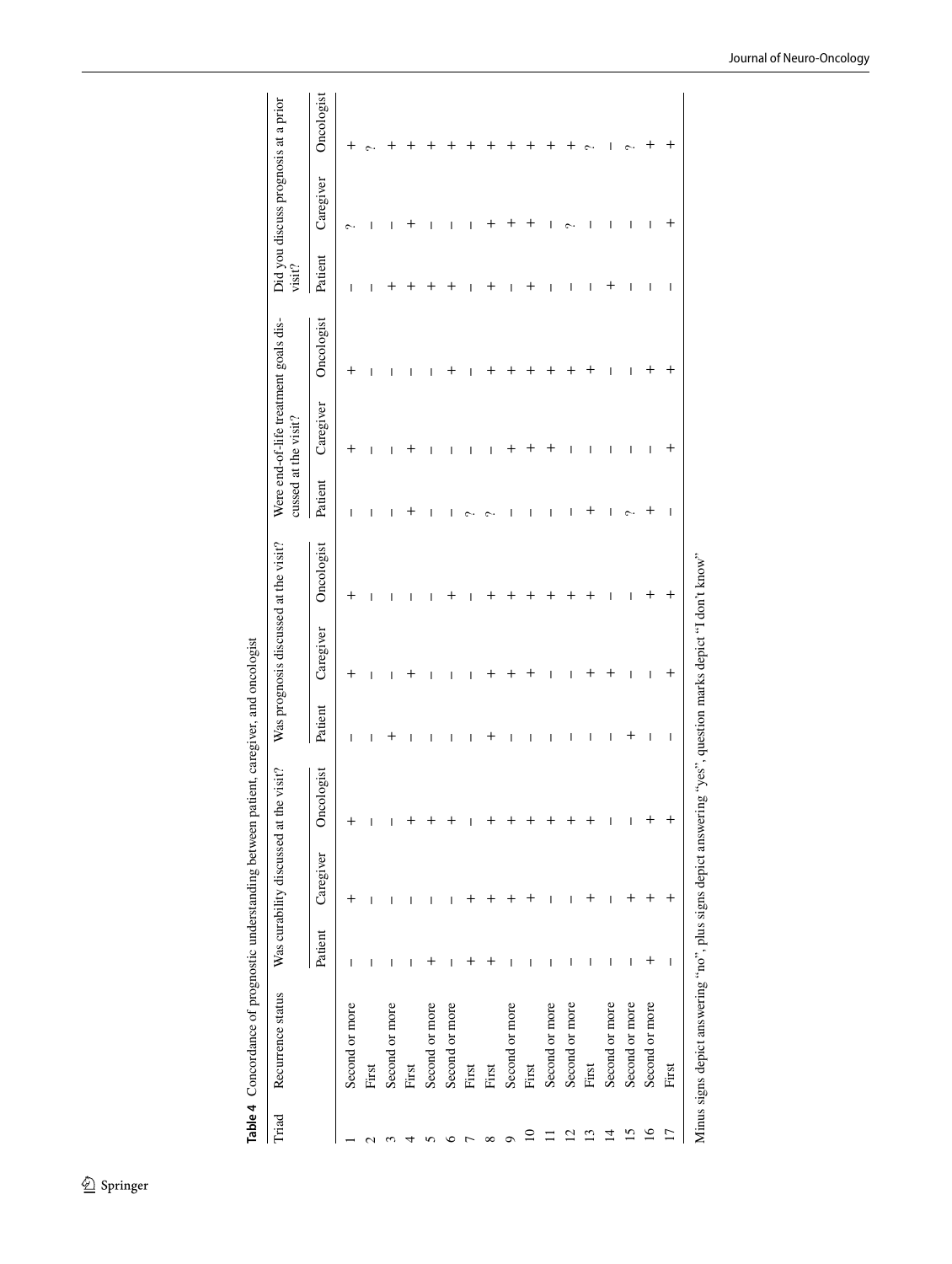**Table 4** Concordance of prognostic understanding between patient, caregiver, and oncologist

| Triad | Recurrence status | Was curability discussed at the visit? | | | Was prognosis discussed at the visit? | | | Were end-of-life treatment goals discussed at the visit? | | | Did you discuss prognosis at a prior visit? | | |
|---|---|---|---|---|---|---|---|---|---|---|---|---|---|
| | | Patient | Caregiver | Oncologist | Patient | Caregiver | Oncologist | Patient | Caregiver | Oncologist | Patient | Caregiver | Oncologist |
| 1 | Second or more | – | + | + | – | + | + | – | + | + | – | ? | + |
| 2 | First | – | – | – | – | – | – | – | – | – | – | – | ? |
| 3 | Second or more | – | – | – | + | – | – | – | – | – | + | – | + |
| 4 | First | – | – | + | – | + | – | + | + | – | + | + | + |
| 5 | Second or more | + | – | + | – | – | – | – | – | – | + | – | + |
| 6 | Second or more | – | – | + | – | – | + | – | – | + | + | – | + |
| 7 | First | + | + | – | – | – | – | ? | – | – | – | – | + |
| 8 | First | + | + | + | + | + | + | ? | – | + | + | + | + |
| 9 | Second or more | – | + | + | – | + | + | – | + | + | – | + | + |
| 10 | First | – | + | + | – | + | + | – | + | + | + | + | + |
| 11 | Second or more | – | – | + | – | – | + | – | + | + | – | – | + |
| 12 | Second or more | – | – | + | – | – | + | – | – | + | – | ? | + |
| 13 | First | – | + | + | – | + | + | + | – | + | – | – | ? |
| 14 | Second or more | – | – | – | – | + | – | – | – | – | + | – | – |
| 15 | Second or more | – | + | – | + | – | – | ? | – | – | – | – | ? |
| 16 | Second or more | + | + | + | – | – | + | + | – | + | – | – | + |
| 17 | First | – | + | + | – | + | + | – | + | + | – | + | + |

Minus signs depict answering "no", plus signs depict answering "yes", question marks depict "I don't know"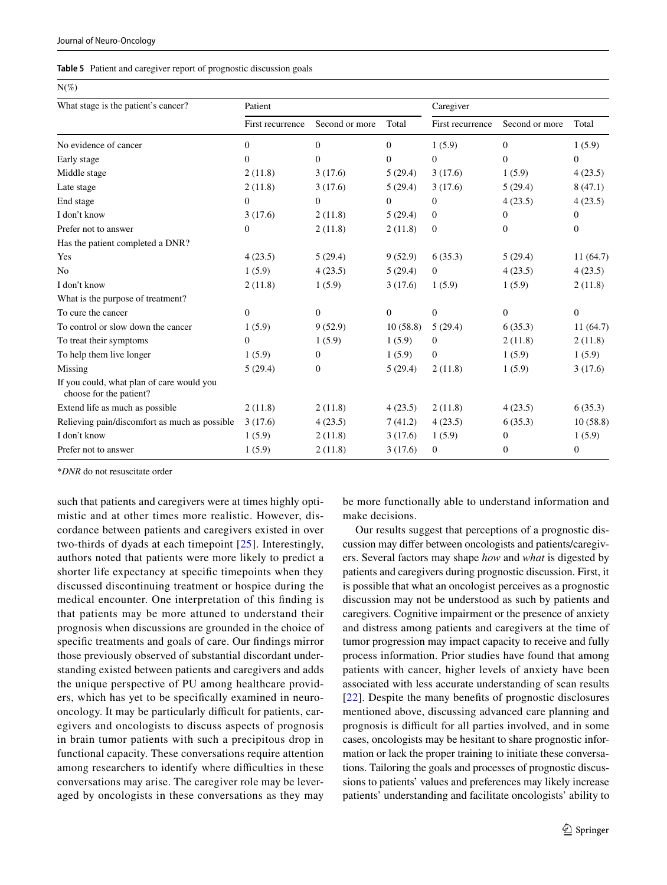**Table 5** Patient and caregiver report of prognostic discussion goals

N(%)

| What stage is the patient's cancer? | Patient | | | Caregiver | | |
|---|---|---|---|---|---|---|
| | First recurrence | Second or more | Total | First recurrence | Second or more | Total |
| No evidence of cancer | 0 | 0 | 0 | 1 (5.9) | 0 | 1 (5.9) |
| Early stage | 0 | 0 | 0 | 0 | 0 | 0 |
| Middle stage | 2 (11.8) | 3 (17.6) | 5 (29.4) | 3 (17.6) | 1 (5.9) | 4 (23.5) |
| Late stage | 2 (11.8) | 3 (17.6) | 5 (29.4) | 3 (17.6) | 5 (29.4) | 8 (47.1) |
| End stage | 0 | 0 | 0 | 0 | 4 (23.5) | 4 (23.5) |
| I don't know | 3 (17.6) | 2 (11.8) | 5 (29.4) | 0 | 0 | 0 |
| Prefer not to answer | 0 | 2 (11.8) | 2 (11.8) | 0 | 0 | 0 |
| Has the patient completed a DNR? | | | | | | |
| Yes | 4 (23.5) | 5 (29.4) | 9 (52.9) | 6 (35.3) | 5 (29.4) | 11 (64.7) |
| No | 1 (5.9) | 4 (23.5) | 5 (29.4) | 0 | 4 (23.5) | 4 (23.5) |
| I don't know | 2 (11.8) | 1 (5.9) | 3 (17.6) | 1 (5.9) | 1 (5.9) | 2 (11.8) |
| What is the purpose of treatment? | | | | | | |
| To cure the cancer | 0 | 0 | 0 | 0 | 0 | 0 |
| To control or slow down the cancer | 1 (5.9) | 9 (52.9) | 10 (58.8) | 5 (29.4) | 6 (35.3) | 11 (64.7) |
| To treat their symptoms | 0 | 1 (5.9) | 1 (5.9) | 0 | 2 (11.8) | 2 (11.8) |
| To help them live longer | 1 (5.9) | 0 | 1 (5.9) | 0 | 1 (5.9) | 1 (5.9) |
| Missing | 5 (29.4) | 0 | 5 (29.4) | 2 (11.8) | 1 (5.9) | 3 (17.6) |
| If you could, what plan of care would you choose for the patient? | | | | | | |
| Extend life as much as possible | 2 (11.8) | 2 (11.8) | 4 (23.5) | 2 (11.8) | 4 (23.5) | 6 (35.3) |
| Relieving pain/discomfort as much as possible | 3 (17.6) | 4 (23.5) | 7 (41.2) | 4 (23.5) | 6 (35.3) | 10 (58.8) |
| I don't know | 1 (5.9) | 2 (11.8) | 3 (17.6) | 1 (5.9) | 0 | 1 (5.9) |
| Prefer not to answer | 1 (5.9) | 2 (11.8) | 3 (17.6) | 0 | 0 | 0 |

**DNR* do not resuscitate order

such that patients and caregivers were at times highly optimistic and at other times more realistic. However, discordance between patients and caregivers existed in over two-thirds of dyads at each timepoint [25]. Interestingly, authors noted that patients were more likely to predict a shorter life expectancy at specific timepoints when they discussed discontinuing treatment or hospice during the medical encounter. One interpretation of this finding is that patients may be more attuned to understand their prognosis when discussions are grounded in the choice of specific treatments and goals of care. Our findings mirror those previously observed of substantial discordant understanding existed between patients and caregivers and adds the unique perspective of PU among healthcare providers, which has yet to be specifically examined in neuro-oncology. It may be particularly difficult for patients, caregivers and oncologists to discuss aspects of prognosis in brain tumor patients with such a precipitous drop in functional capacity. These conversations require attention among researchers to identify where difficulties in these conversations may arise. The caregiver role may be leveraged by oncologists in these conversations as they may be more functionally able to understand information and make decisions.

Our results suggest that perceptions of a prognostic discussion may differ between oncologists and patients/caregivers. Several factors may shape *how* and *what* is digested by patients and caregivers during prognostic discussion. First, it is possible that what an oncologist perceives as a prognostic discussion may not be understood as such by patients and caregivers. Cognitive impairment or the presence of anxiety and distress among patients and caregivers at the time of tumor progression may impact capacity to receive and fully process information. Prior studies have found that among patients with cancer, higher levels of anxiety have been associated with less accurate understanding of scan results [22]. Despite the many benefits of prognostic disclosures mentioned above, discussing advanced care planning and prognosis is difficult for all parties involved, and in some cases, oncologists may be hesitant to share prognostic information or lack the proper training to initiate these conversations. Tailoring the goals and processes of prognostic discussions to patients' values and preferences may likely increase patients' understanding and facilitate oncologists' ability to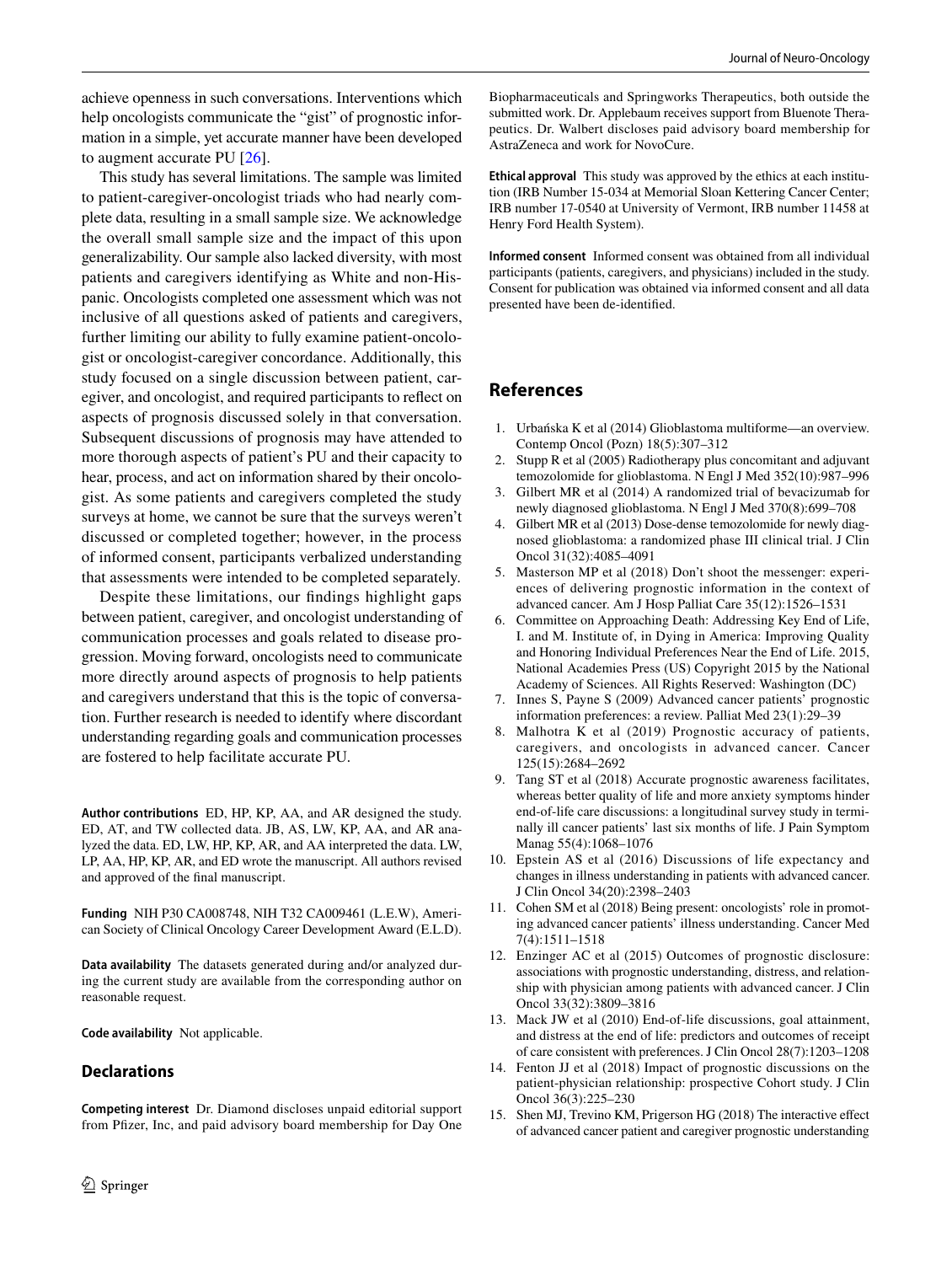achieve openness in such conversations. Interventions which help oncologists communicate the "gist" of prognostic information in a simple, yet accurate manner have been developed to augment accurate PU [26].

This study has several limitations. The sample was limited to patient-caregiver-oncologist triads who had nearly complete data, resulting in a small sample size. We acknowledge the overall small sample size and the impact of this upon generalizability. Our sample also lacked diversity, with most patients and caregivers identifying as White and non-Hispanic. Oncologists completed one assessment which was not inclusive of all questions asked of patients and caregivers, further limiting our ability to fully examine patient-oncologist or oncologist-caregiver concordance. Additionally, this study focused on a single discussion between patient, caregiver, and oncologist, and required participants to reflect on aspects of prognosis discussed solely in that conversation. Subsequent discussions of prognosis may have attended to more thorough aspects of patient's PU and their capacity to hear, process, and act on information shared by their oncologist. As some patients and caregivers completed the study surveys at home, we cannot be sure that the surveys weren't discussed or completed together; however, in the process of informed consent, participants verbalized understanding that assessments were intended to be completed separately.

Despite these limitations, our findings highlight gaps between patient, caregiver, and oncologist understanding of communication processes and goals related to disease progression. Moving forward, oncologists need to communicate more directly around aspects of prognosis to help patients and caregivers understand that this is the topic of conversation. Further research is needed to identify where discordant understanding regarding goals and communication processes are fostered to help facilitate accurate PU.

**Author contributions** ED, HP, KP, AA, and AR designed the study. ED, AT, and TW collected data. JB, AS, LW, KP, AA, and AR analyzed the data. ED, LW, HP, KP, AR, and AA interpreted the data. LW, LP, AA, HP, KP, AR, and ED wrote the manuscript. All authors revised and approved of the final manuscript.

**Funding** NIH P30 CA008748, NIH T32 CA009461 (L.E.W), American Society of Clinical Oncology Career Development Award (E.L.D).

**Data availability** The datasets generated during and/or analyzed during the current study are available from the corresponding author on reasonable request.

**Code availability** Not applicable.

## Declarations

**Competing interest** Dr. Diamond discloses unpaid editorial support from Pfizer, Inc, and paid advisory board membership for Day One Biopharmaceuticals and Springworks Therapeutics, both outside the submitted work. Dr. Applebaum receives support from Bluenote Therapeutics. Dr. Walbert discloses paid advisory board membership for AstraZeneca and work for NovoCure.

**Ethical approval** This study was approved by the ethics at each institution (IRB Number 15-034 at Memorial Sloan Kettering Cancer Center; IRB number 17-0540 at University of Vermont, IRB number 11458 at Henry Ford Health System).

**Informed consent** Informed consent was obtained from all individual participants (patients, caregivers, and physicians) included in the study. Consent for publication was obtained via informed consent and all data presented have been de-identified.

## References

1. Urbańska K et al (2014) Glioblastoma multiforme—an overview. Contemp Oncol (Pozn) 18(5):307–312
2. Stupp R et al (2005) Radiotherapy plus concomitant and adjuvant temozolomide for glioblastoma. N Engl J Med 352(10):987–996
3. Gilbert MR et al (2014) A randomized trial of bevacizumab for newly diagnosed glioblastoma. N Engl J Med 370(8):699–708
4. Gilbert MR et al (2013) Dose-dense temozolomide for newly diagnosed glioblastoma: a randomized phase III clinical trial. J Clin Oncol 31(32):4085–4091
5. Masterson MP et al (2018) Don't shoot the messenger: experiences of delivering prognostic information in the context of advanced cancer. Am J Hosp Palliat Care 35(12):1526–1531
6. Committee on Approaching Death: Addressing Key End of Life, I. and M. Institute of, in Dying in America: Improving Quality and Honoring Individual Preferences Near the End of Life. 2015, National Academies Press (US) Copyright 2015 by the National Academy of Sciences. All Rights Reserved: Washington (DC)
7. Innes S, Payne S (2009) Advanced cancer patients' prognostic information preferences: a review. Palliat Med 23(1):29–39
8. Malhotra K et al (2019) Prognostic accuracy of patients, caregivers, and oncologists in advanced cancer. Cancer 125(15):2684–2692
9. Tang ST et al (2018) Accurate prognostic awareness facilitates, whereas better quality of life and more anxiety symptoms hinder end-of-life care discussions: a longitudinal survey study in terminally ill cancer patients' last six months of life. J Pain Symptom Manag 55(4):1068–1076
10. Epstein AS et al (2016) Discussions of life expectancy and changes in illness understanding in patients with advanced cancer. J Clin Oncol 34(20):2398–2403
11. Cohen SM et al (2018) Being present: oncologists' role in promoting advanced cancer patients' illness understanding. Cancer Med 7(4):1511–1518
12. Enzinger AC et al (2015) Outcomes of prognostic disclosure: associations with prognostic understanding, distress, and relationship with physician among patients with advanced cancer. J Clin Oncol 33(32):3809–3816
13. Mack JW et al (2010) End-of-life discussions, goal attainment, and distress at the end of life: predictors and outcomes of receipt of care consistent with preferences. J Clin Oncol 28(7):1203–1208
14. Fenton JJ et al (2018) Impact of prognostic discussions on the patient-physician relationship: prospective Cohort study. J Clin Oncol 36(3):225–230
15. Shen MJ, Trevino KM, Prigerson HG (2018) The interactive effect of advanced cancer patient and caregiver prognostic understanding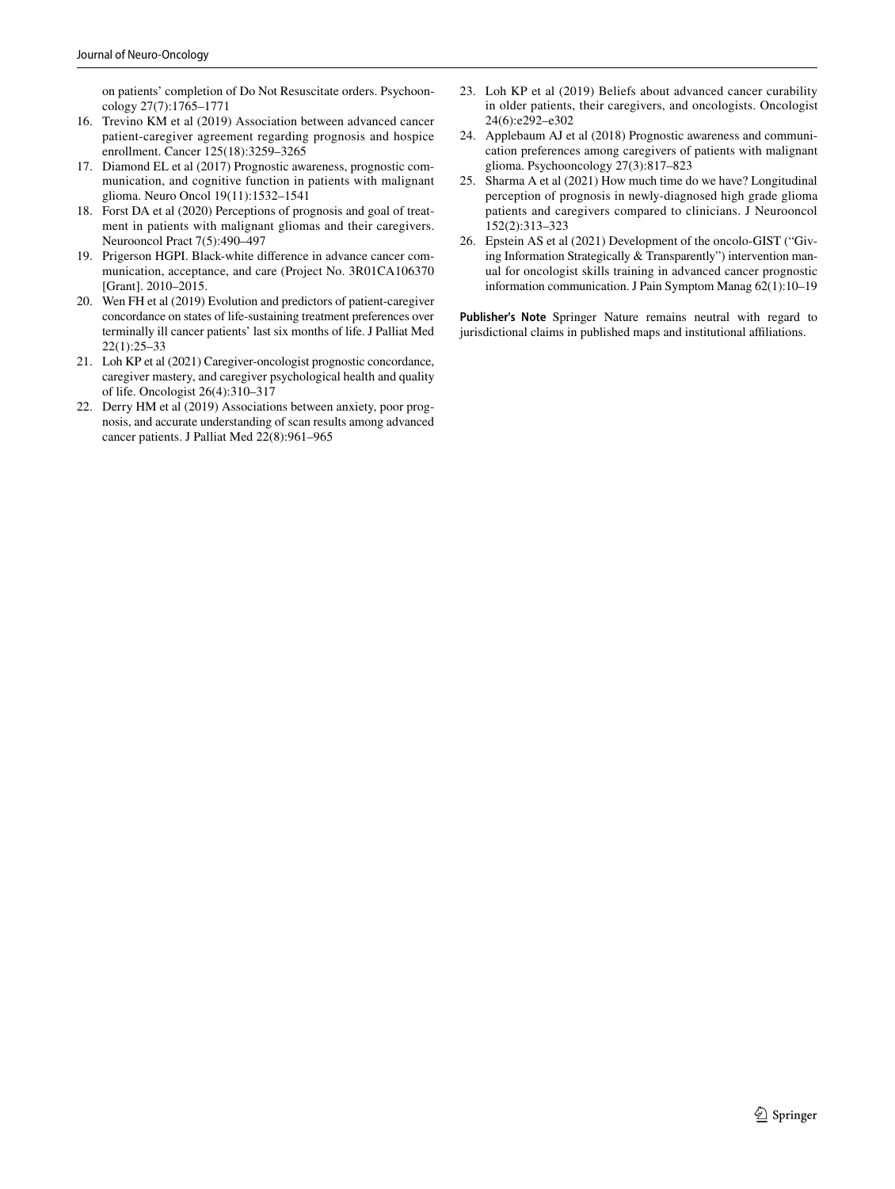on patients' completion of Do Not Resuscitate orders. Psychooncology 27(7):1765–1771

16. Trevino KM et al (2019) Association between advanced cancer patient-caregiver agreement regarding prognosis and hospice enrollment. Cancer 125(18):3259–3265
17. Diamond EL et al (2017) Prognostic awareness, prognostic communication, and cognitive function in patients with malignant glioma. Neuro Oncol 19(11):1532–1541
18. Forst DA et al (2020) Perceptions of prognosis and goal of treatment in patients with malignant gliomas and their caregivers. Neurooncol Pract 7(5):490–497
19. Prigerson HGPI. Black-white difference in advance cancer communication, acceptance, and care (Project No. 3R01CA106370 [Grant]. 2010–2015.
20. Wen FH et al (2019) Evolution and predictors of patient-caregiver concordance on states of life-sustaining treatment preferences over terminally ill cancer patients' last six months of life. J Palliat Med 22(1):25–33
21. Loh KP et al (2021) Caregiver-oncologist prognostic concordance, caregiver mastery, and caregiver psychological health and quality of life. Oncologist 26(4):310–317
22. Derry HM et al (2019) Associations between anxiety, poor prognosis, and accurate understanding of scan results among advanced cancer patients. J Palliat Med 22(8):961–965
23. Loh KP et al (2019) Beliefs about advanced cancer curability in older patients, their caregivers, and oncologists. Oncologist 24(6):e292–e302
24. Applebaum AJ et al (2018) Prognostic awareness and communication preferences among caregivers of patients with malignant glioma. Psychooncology 27(3):817–823
25. Sharma A et al (2021) How much time do we have? Longitudinal perception of prognosis in newly-diagnosed high grade glioma patients and caregivers compared to clinicians. J Neurooncol 152(2):313–323
26. Epstein AS et al (2021) Development of the oncolo-GIST ("Giving Information Strategically & Transparently") intervention manual for oncologist skills training in advanced cancer prognostic information communication. J Pain Symptom Manag 62(1):10–19

**Publisher's Note** Springer Nature remains neutral with regard to jurisdictional claims in published maps and institutional affiliations.